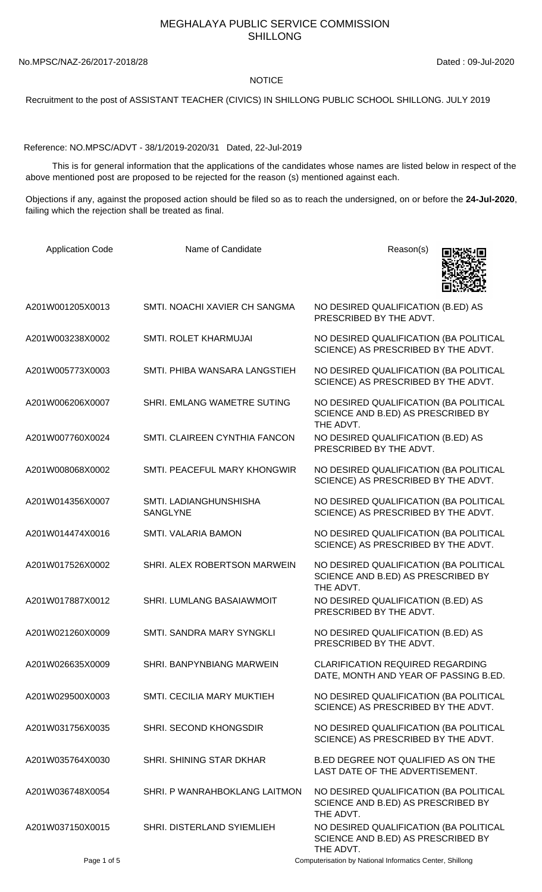# MEGHALAYA PUBLIC SERVICE COMMISSION
## SHILLONG

No.MPSC/NAZ-26/2017-2018/28 Dated : 09-Jul-2020

**NOTICE**

Recruitment to the post of ASSISTANT TEACHER (CIVICS) IN SHILLONG PUBLIC SCHOOL SHILLONG. JULY 2019

Reference: NO.MPSC/ADVT - 38/1/2019-2020/31 Dated, 22-Jul-2019

This is for general information that the applications of the candidates whose names are listed below in respect of the above mentioned post are proposed to be rejected for the reason (s) mentioned against each.

Objections if any, against the proposed action should be filed so as to reach the undersigned, on or before the **24-Jul-2020**, failing which the rejection shall be treated as final.

| Application Code | Name of Candidate | Reason(s) |
|---|---|---|
| A201W001205X0013 | SMTI. NOACHI XAVIER CH SANGMA | NO DESIRED QUALIFICATION (B.ED) AS PRESCRIBED BY THE ADVT. |
| A201W003238X0002 | SMTI. ROLET KHARMUJAI | NO DESIRED QUALIFICATION (BA POLITICAL SCIENCE) AS PRESCRIBED BY THE ADVT. |
| A201W005773X0003 | SMTI. PHIBA WANSARA LANGSTIEH | NO DESIRED QUALIFICATION (BA POLITICAL SCIENCE) AS PRESCRIBED BY THE ADVT. |
| A201W006206X0007 | SHRI. EMLANG WAMETRE SUTING | NO DESIRED QUALIFICATION (BA POLITICAL SCIENCE AND B.ED) AS PRESCRIBED BY THE ADVT. |
| A201W007760X0024 | SMTI. CLAIREEN CYNTHIA FANCON | NO DESIRED QUALIFICATION (B.ED) AS PRESCRIBED BY THE ADVT. |
| A201W008068X0002 | SMTI. PEACEFUL MARY KHONGWIR | NO DESIRED QUALIFICATION (BA POLITICAL SCIENCE) AS PRESCRIBED BY THE ADVT. |
| A201W014356X0007 | SMTI. LADIANGHUNSHISHA SANGLYNE | NO DESIRED QUALIFICATION (BA POLITICAL SCIENCE) AS PRESCRIBED BY THE ADVT. |
| A201W014474X0016 | SMTI. VALARIA BAMON | NO DESIRED QUALIFICATION (BA POLITICAL SCIENCE) AS PRESCRIBED BY THE ADVT. |
| A201W017526X0002 | SHRI. ALEX ROBERTSON MARWEIN | NO DESIRED QUALIFICATION (BA POLITICAL SCIENCE AND B.ED) AS PRESCRIBED BY THE ADVT. |
| A201W017887X0012 | SHRI. LUMLANG BASAIAWMOIT | NO DESIRED QUALIFICATION (B.ED) AS PRESCRIBED BY THE ADVT. |
| A201W021260X0009 | SMTI. SANDRA MARY SYNGKLI | NO DESIRED QUALIFICATION (B.ED) AS PRESCRIBED BY THE ADVT. |
| A201W026635X0009 | SHRI. BANPYNBIANG MARWEIN | CLARIFICATION REQUIRED REGARDING DATE, MONTH AND YEAR OF PASSING B.ED. |
| A201W029500X0003 | SMTI. CECILIA MARY MUKTIEH | NO DESIRED QUALIFICATION (BA POLITICAL SCIENCE) AS PRESCRIBED BY THE ADVT. |
| A201W031756X0035 | SHRI. SECOND KHONGSDIR | NO DESIRED QUALIFICATION (BA POLITICAL SCIENCE) AS PRESCRIBED BY THE ADVT. |
| A201W035764X0030 | SHRI. SHINING STAR DKHAR | B.ED DEGREE NOT QUALIFIED AS ON THE LAST DATE OF THE ADVERTISEMENT. |
| A201W036748X0054 | SHRI. P WANRAHBOKLANG LAITMON | NO DESIRED QUALIFICATION (BA POLITICAL SCIENCE AND B.ED) AS PRESCRIBED BY THE ADVT. |
| A201W037150X0015 | SHRI. DISTERLAND SYIEMLIEH | NO DESIRED QUALIFICATION (BA POLITICAL SCIENCE AND B.ED) AS PRESCRIBED BY THE ADVT. |

Computerisation by National Informatics Center, Shillong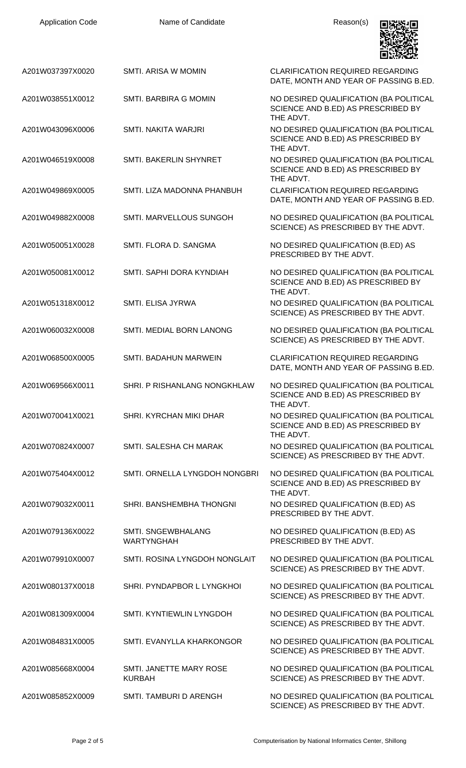| Application Code | Name of Candidate | Reason(s) |
|---|---|---|
| A201W037397X0020 | SMTI. ARISA W MOMIN | CLARIFICATION REQUIRED REGARDING DATE, MONTH AND YEAR OF PASSING B.ED. |
| A201W038551X0012 | SMTI. BARBIRA G MOMIN | NO DESIRED QUALIFICATION (BA POLITICAL SCIENCE AND B.ED) AS PRESCRIBED BY THE ADVT. |
| A201W043096X0006 | SMTI. NAKITA WARJRI | NO DESIRED QUALIFICATION (BA POLITICAL SCIENCE AND B.ED) AS PRESCRIBED BY THE ADVT. |
| A201W046519X0008 | SMTI. BAKERLIN SHYNRET | NO DESIRED QUALIFICATION (BA POLITICAL SCIENCE AND B.ED) AS PRESCRIBED BY THE ADVT. |
| A201W049869X0005 | SMTI. LIZA MADONNA PHANBUH | CLARIFICATION REQUIRED REGARDING DATE, MONTH AND YEAR OF PASSING B.ED. |
| A201W049882X0008 | SMTI. MARVELLOUS SUNGOH | NO DESIRED QUALIFICATION (BA POLITICAL SCIENCE) AS PRESCRIBED BY THE ADVT. |
| A201W050051X0028 | SMTI. FLORA D. SANGMA | NO DESIRED QUALIFICATION (B.ED) AS PRESCRIBED BY THE ADVT. |
| A201W050081X0012 | SMTI. SAPHI DORA KYNDIAH | NO DESIRED QUALIFICATION (BA POLITICAL SCIENCE AND B.ED) AS PRESCRIBED BY THE ADVT. |
| A201W051318X0012 | SMTI. ELISA JYRWA | NO DESIRED QUALIFICATION (BA POLITICAL SCIENCE) AS PRESCRIBED BY THE ADVT. |
| A201W060032X0008 | SMTI. MEDIAL BORN LANONG | NO DESIRED QUALIFICATION (BA POLITICAL SCIENCE) AS PRESCRIBED BY THE ADVT. |
| A201W068500X0005 | SMTI. BADAHUN MARWEIN | CLARIFICATION REQUIRED REGARDING DATE, MONTH AND YEAR OF PASSING B.ED. |
| A201W069566X0011 | SHRI. P RISHANLANG NONGKHLAW | NO DESIRED QUALIFICATION (BA POLITICAL SCIENCE AND B.ED) AS PRESCRIBED BY THE ADVT. |
| A201W070041X0021 | SHRI. KYRCHAN MIKI DHAR | NO DESIRED QUALIFICATION (BA POLITICAL SCIENCE AND B.ED) AS PRESCRIBED BY THE ADVT. |
| A201W070824X0007 | SMTI. SALESHA CH MARAK | NO DESIRED QUALIFICATION (BA POLITICAL SCIENCE) AS PRESCRIBED BY THE ADVT. |
| A201W075404X0012 | SMTI. ORNELLA LYNGDOH NONGBRI | NO DESIRED QUALIFICATION (BA POLITICAL SCIENCE AND B.ED) AS PRESCRIBED BY THE ADVT. |
| A201W079032X0011 | SHRI. BANSHEMBHA THONGNI | NO DESIRED QUALIFICATION (B.ED) AS PRESCRIBED BY THE ADVT. |
| A201W079136X0022 | SMTI. SNGEWBHALANG WARTYNGHAH | NO DESIRED QUALIFICATION (B.ED) AS PRESCRIBED BY THE ADVT. |
| A201W079910X0007 | SMTI. ROSINA LYNGDOH NONGLAIT | NO DESIRED QUALIFICATION (BA POLITICAL SCIENCE) AS PRESCRIBED BY THE ADVT. |
| A201W080137X0018 | SHRI. PYNDAPBOR L LYNGKHOI | NO DESIRED QUALIFICATION (BA POLITICAL SCIENCE) AS PRESCRIBED BY THE ADVT. |
| A201W081309X0004 | SMTI. KYNTIEWLIN LYNGDOH | NO DESIRED QUALIFICATION (BA POLITICAL SCIENCE) AS PRESCRIBED BY THE ADVT. |
| A201W084831X0005 | SMTI. EVANYLLA KHARKONGOR | NO DESIRED QUALIFICATION (BA POLITICAL SCIENCE) AS PRESCRIBED BY THE ADVT. |
| A201W085668X0004 | SMTI. JANETTE MARY ROSE KURBAH | NO DESIRED QUALIFICATION (BA POLITICAL SCIENCE) AS PRESCRIBED BY THE ADVT. |
| A201W085852X0009 | SMTI. TAMBURI D ARENGH | NO DESIRED QUALIFICATION (BA POLITICAL SCIENCE) AS PRESCRIBED BY THE ADVT. |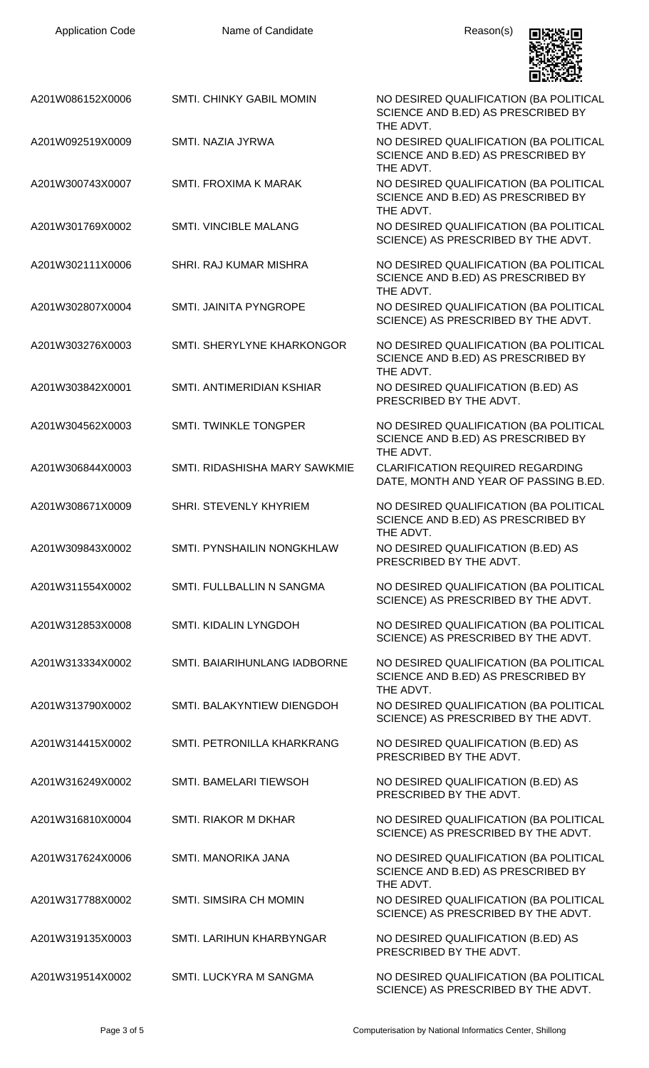| Application Code | Name of Candidate | Reason(s) |
|---|---|---|
| A201W086152X0006 | SMTI. CHINKY GABIL MOMIN | NO DESIRED QUALIFICATION (BA POLITICAL SCIENCE AND B.ED) AS PRESCRIBED BY THE ADVT. |
| A201W092519X0009 | SMTI. NAZIA JYRWA | NO DESIRED QUALIFICATION (BA POLITICAL SCIENCE AND B.ED) AS PRESCRIBED BY THE ADVT. |
| A201W300743X0007 | SMTI. FROXIMA K MARAK | NO DESIRED QUALIFICATION (BA POLITICAL SCIENCE AND B.ED) AS PRESCRIBED BY THE ADVT. |
| A201W301769X0002 | SMTI. VINCIBLE MALANG | NO DESIRED QUALIFICATION (BA POLITICAL SCIENCE) AS PRESCRIBED BY THE ADVT. |
| A201W302111X0006 | SHRI. RAJ KUMAR MISHRA | NO DESIRED QUALIFICATION (BA POLITICAL SCIENCE AND B.ED) AS PRESCRIBED BY THE ADVT. |
| A201W302807X0004 | SMTI. JAINITA PYNGROPE | NO DESIRED QUALIFICATION (BA POLITICAL SCIENCE) AS PRESCRIBED BY THE ADVT. |
| A201W303276X0003 | SMTI. SHERYLYNE KHARKONGOR | NO DESIRED QUALIFICATION (BA POLITICAL SCIENCE AND B.ED) AS PRESCRIBED BY THE ADVT. |
| A201W303842X0001 | SMTI. ANTIMERIDIAN KSHIAR | NO DESIRED QUALIFICATION (B.ED) AS PRESCRIBED BY THE ADVT. |
| A201W304562X0003 | SMTI. TWINKLE TONGPER | NO DESIRED QUALIFICATION (BA POLITICAL SCIENCE AND B.ED) AS PRESCRIBED BY THE ADVT. |
| A201W306844X0003 | SMTI. RIDASHISHA MARY SAWKMIE | CLARIFICATION REQUIRED REGARDING DATE, MONTH AND YEAR OF PASSING B.ED. |
| A201W308671X0009 | SHRI. STEVENLY KHYRIEM | NO DESIRED QUALIFICATION (BA POLITICAL SCIENCE AND B.ED) AS PRESCRIBED BY THE ADVT. |
| A201W309843X0002 | SMTI. PYNSHAILIN NONGKHLAW | NO DESIRED QUALIFICATION (B.ED) AS PRESCRIBED BY THE ADVT. |
| A201W311554X0002 | SMTI. FULLBALLIN N SANGMA | NO DESIRED QUALIFICATION (BA POLITICAL SCIENCE) AS PRESCRIBED BY THE ADVT. |
| A201W312853X0008 | SMTI. KIDALIN LYNGDOH | NO DESIRED QUALIFICATION (BA POLITICAL SCIENCE) AS PRESCRIBED BY THE ADVT. |
| A201W313334X0002 | SMTI. BAIARIHUNLANG IADBORNE | NO DESIRED QUALIFICATION (BA POLITICAL SCIENCE AND B.ED) AS PRESCRIBED BY THE ADVT. |
| A201W313790X0002 | SMTI. BALAKYNTIEW DIENGDOH | NO DESIRED QUALIFICATION (BA POLITICAL SCIENCE) AS PRESCRIBED BY THE ADVT. |
| A201W314415X0002 | SMTI. PETRONILLA KHARKRANG | NO DESIRED QUALIFICATION (B.ED) AS PRESCRIBED BY THE ADVT. |
| A201W316249X0002 | SMTI. BAMELARI TIEWSOH | NO DESIRED QUALIFICATION (B.ED) AS PRESCRIBED BY THE ADVT. |
| A201W316810X0004 | SMTI. RIAKOR M DKHAR | NO DESIRED QUALIFICATION (BA POLITICAL SCIENCE) AS PRESCRIBED BY THE ADVT. |
| A201W317624X0006 | SMTI. MANORIKA JANA | NO DESIRED QUALIFICATION (BA POLITICAL SCIENCE AND B.ED) AS PRESCRIBED BY THE ADVT. |
| A201W317788X0002 | SMTI. SIMSIRA CH MOMIN | NO DESIRED QUALIFICATION (BA POLITICAL SCIENCE) AS PRESCRIBED BY THE ADVT. |
| A201W319135X0003 | SMTI. LARIHUN KHARBYNGAR | NO DESIRED QUALIFICATION (B.ED) AS PRESCRIBED BY THE ADVT. |
| A201W319514X0002 | SMTI. LUCKYRA M SANGMA | NO DESIRED QUALIFICATION (BA POLITICAL SCIENCE) AS PRESCRIBED BY THE ADVT. |

Computerisation by National Informatics Center, Shillong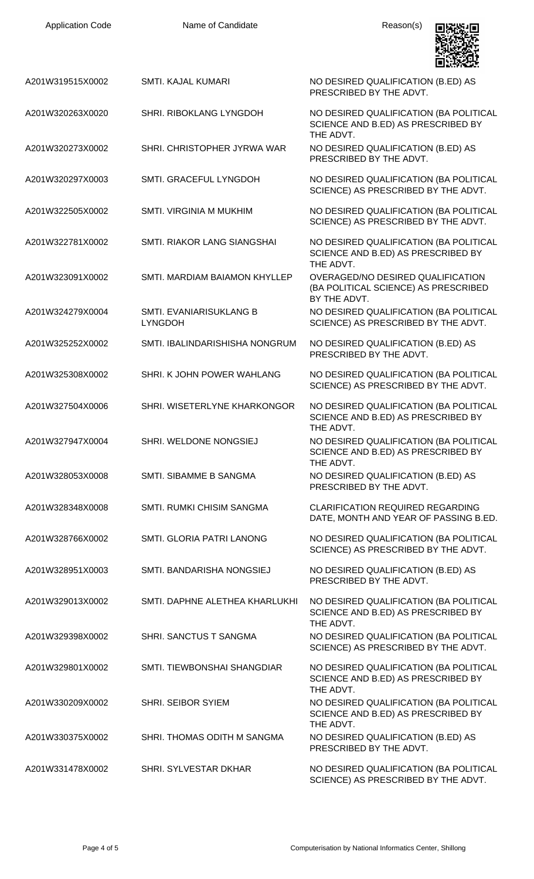| Application Code | Name of Candidate | Reason(s) |
| --- | --- | --- |
| A201W319515X0002 | SMTI. KAJAL KUMARI | NO DESIRED QUALIFICATION (B.ED) AS PRESCRIBED BY THE ADVT. |
| A201W320263X0020 | SHRI. RIBOKLANG LYNGDOH | NO DESIRED QUALIFICATION (BA POLITICAL SCIENCE AND B.ED) AS PRESCRIBED BY THE ADVT. |
| A201W320273X0002 | SHRI. CHRISTOPHER JYRWA WAR | NO DESIRED QUALIFICATION (B.ED) AS PRESCRIBED BY THE ADVT. |
| A201W320297X0003 | SMTI. GRACEFUL LYNGDOH | NO DESIRED QUALIFICATION (BA POLITICAL SCIENCE) AS PRESCRIBED BY THE ADVT. |
| A201W322505X0002 | SMTI. VIRGINIA M MUKHIM | NO DESIRED QUALIFICATION (BA POLITICAL SCIENCE) AS PRESCRIBED BY THE ADVT. |
| A201W322781X0002 | SMTI. RIAKOR LANG SIANGSHAI | NO DESIRED QUALIFICATION (BA POLITICAL SCIENCE AND B.ED) AS PRESCRIBED BY THE ADVT. |
| A201W323091X0002 | SMTI. MARDIAM BAIAMON KHYLLEP | OVERAGED/NO DESIRED QUALIFICATION (BA POLITICAL SCIENCE) AS PRESCRIBED BY THE ADVT. |
| A201W324279X0004 | SMTI. EVANIARISUKLANG B LYNGDOH | NO DESIRED QUALIFICATION (BA POLITICAL SCIENCE) AS PRESCRIBED BY THE ADVT. |
| A201W325252X0002 | SMTI. IBALINDARISHISHA NONGRUM | NO DESIRED QUALIFICATION (B.ED) AS PRESCRIBED BY THE ADVT. |
| A201W325308X0002 | SHRI. K JOHN POWER WAHLANG | NO DESIRED QUALIFICATION (BA POLITICAL SCIENCE) AS PRESCRIBED BY THE ADVT. |
| A201W327504X0006 | SHRI. WISETERLYNE KHARKONGOR | NO DESIRED QUALIFICATION (BA POLITICAL SCIENCE AND B.ED) AS PRESCRIBED BY THE ADVT. |
| A201W327947X0004 | SHRI. WELDONE NONGSIEJ | NO DESIRED QUALIFICATION (BA POLITICAL SCIENCE AND B.ED) AS PRESCRIBED BY THE ADVT. |
| A201W328053X0008 | SMTI. SIBAMME B SANGMA | NO DESIRED QUALIFICATION (B.ED) AS PRESCRIBED BY THE ADVT. |
| A201W328348X0008 | SMTI. RUMKI CHISIM SANGMA | CLARIFICATION REQUIRED REGARDING DATE, MONTH AND YEAR OF PASSING B.ED. |
| A201W328766X0002 | SMTI. GLORIA PATRI LANONG | NO DESIRED QUALIFICATION (BA POLITICAL SCIENCE) AS PRESCRIBED BY THE ADVT. |
| A201W328951X0003 | SMTI. BANDARISHA NONGSIEJ | NO DESIRED QUALIFICATION (B.ED) AS PRESCRIBED BY THE ADVT. |
| A201W329013X0002 | SMTI. DAPHNE ALETHEA KHARLUKHI | NO DESIRED QUALIFICATION (BA POLITICAL SCIENCE AND B.ED) AS PRESCRIBED BY THE ADVT. |
| A201W329398X0002 | SHRI. SANCTUS T SANGMA | NO DESIRED QUALIFICATION (BA POLITICAL SCIENCE) AS PRESCRIBED BY THE ADVT. |
| A201W329801X0002 | SMTI. TIEWBONSHAI SHANGDIAR | NO DESIRED QUALIFICATION (BA POLITICAL SCIENCE AND B.ED) AS PRESCRIBED BY THE ADVT. |
| A201W330209X0002 | SHRI. SEIBOR SYIEM | NO DESIRED QUALIFICATION (BA POLITICAL SCIENCE AND B.ED) AS PRESCRIBED BY THE ADVT. |
| A201W330375X0002 | SHRI. THOMAS ODITH M SANGMA | NO DESIRED QUALIFICATION (B.ED) AS PRESCRIBED BY THE ADVT. |
| A201W331478X0002 | SHRI. SYLVESTAR DKHAR | NO DESIRED QUALIFICATION (BA POLITICAL SCIENCE) AS PRESCRIBED BY THE ADVT. |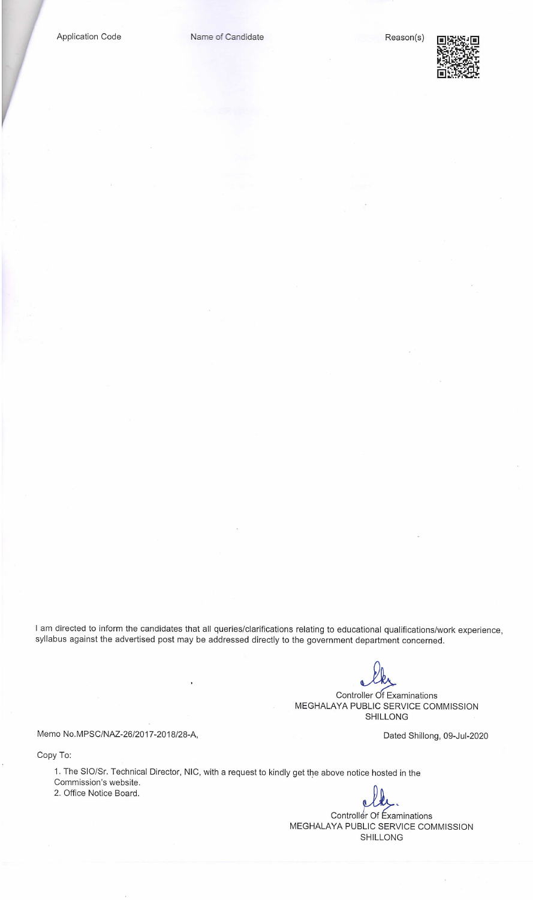| Application Code | Name of Candidate | Reason(s) |
|---|---|---|

I am directed to inform the candidates that all queries/clarifications relating to educational qualifications/work experience, syllabus against the advertised post may be addressed directly to the government department concerned.

Controller Of Examinations
MEGHALAYA PUBLIC SERVICE COMMISSION
SHILLONG

Memo No.MPSC/NAZ-26/2017-2018/28-A,

Dated Shillong, 09-Jul-2020

Copy To:

1. The SIO/Sr. Technical Director, NIC, with a request to kindly get the above notice hosted in the Commission's website.
2. Office Notice Board.

Controller Of Examinations
MEGHALAYA PUBLIC SERVICE COMMISSION
SHILLONG